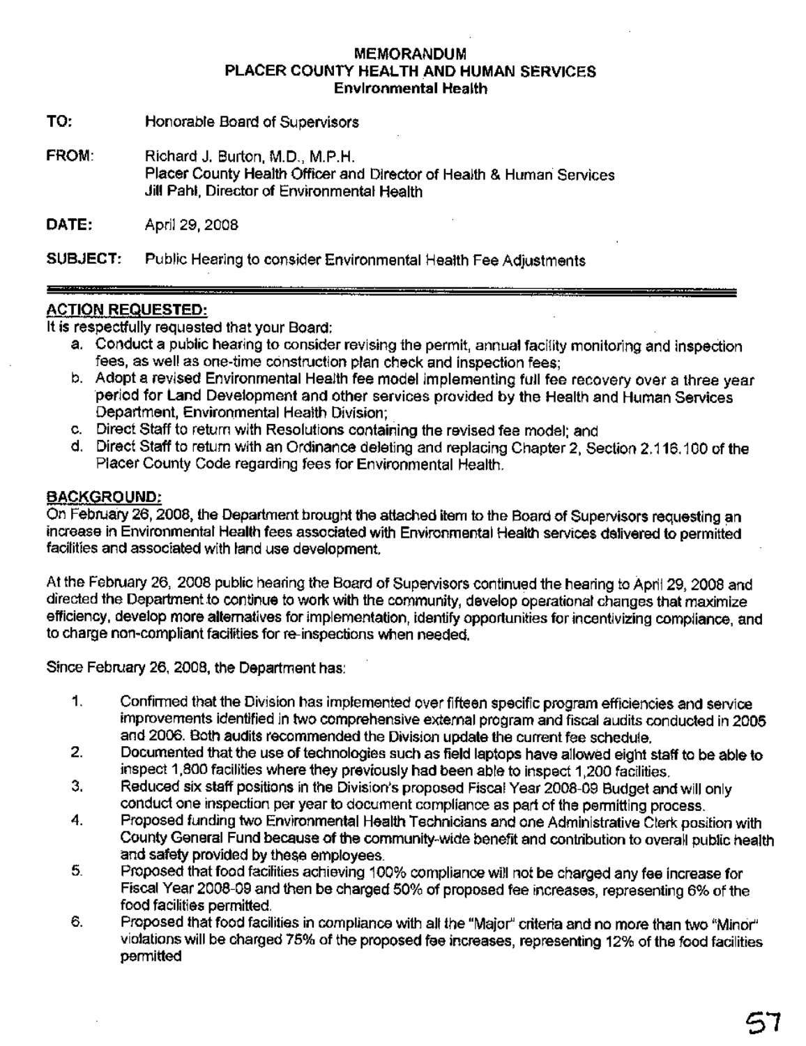# MEMORANDUM
## PLACER COUNTY HEALTH AND HUMAN SERVICES
### Environmental Health

**TO:** Honorable Board of Supervisors

**FROM:** Richard J. Burton, M.D., M.P.H.
Placer County Health Officer and Director of Health & Human Services
Jill Pahl, Director of Environmental Health

**DATE:** April 29, 2008

**SUBJECT:** Public Hearing to consider Environmental Health Fee Adjustments

**ACTION REQUESTED:**

It is respectfully requested that your Board:

a. Conduct a public hearing to consider revising the permit, annual facility monitoring and inspection fees, as well as one-time construction plan check and inspection fees;
b. Adopt a revised Environmental Health fee model implementing full fee recovery over a three year period for Land Development and other services provided by the Health and Human Services Department, Environmental Health Division;
c. Direct Staff to return with Resolutions containing the revised fee model; and
d. Direct Staff to return with an Ordinance deleting and replacing Chapter 2, Section 2.116.100 of the Placer County Code regarding fees for Environmental Health.

**BACKGROUND:**

On February 26, 2008, the Department brought the attached item to the Board of Supervisors requesting an increase in Environmental Health fees associated with Environmental Health services delivered to permitted facilities and associated with land use development.

At the February 26, 2008 public hearing the Board of Supervisors continued the hearing to April 29, 2008 and directed the Department to continue to work with the community, develop operational changes that maximize efficiency, develop more alternatives for implementation, identify opportunities for incentivizing compliance, and to charge non-compliant facilities for re-inspections when needed.

Since February 26, 2008, the Department has:

1. Confirmed that the Division has implemented over fifteen specific program efficiencies and service improvements identified in two comprehensive external program and fiscal audits conducted in 2005 and 2006. Both audits recommended the Division update the current fee schedule.
2. Documented that the use of technologies such as field laptops have allowed eight staff to be able to inspect 1,800 facilities where they previously had been able to inspect 1,200 facilities.
3. Reduced six staff positions in the Division's proposed Fiscal Year 2008-09 Budget and will only conduct one inspection per year to document compliance as part of the permitting process.
4. Proposed funding two Environmental Health Technicians and one Administrative Clerk position with County General Fund because of the community-wide benefit and contribution to overall public health and safety provided by these employees.
5. Proposed that food facilities achieving 100% compliance will not be charged any fee increase for Fiscal Year 2008-09 and then be charged 50% of proposed fee increases, representing 6% of the food facilities permitted.
6. Proposed that food facilities in compliance with all the "Major" criteria and no more than two "Minor" violations will be charged 75% of the proposed fee increases, representing 12% of the food facilities permitted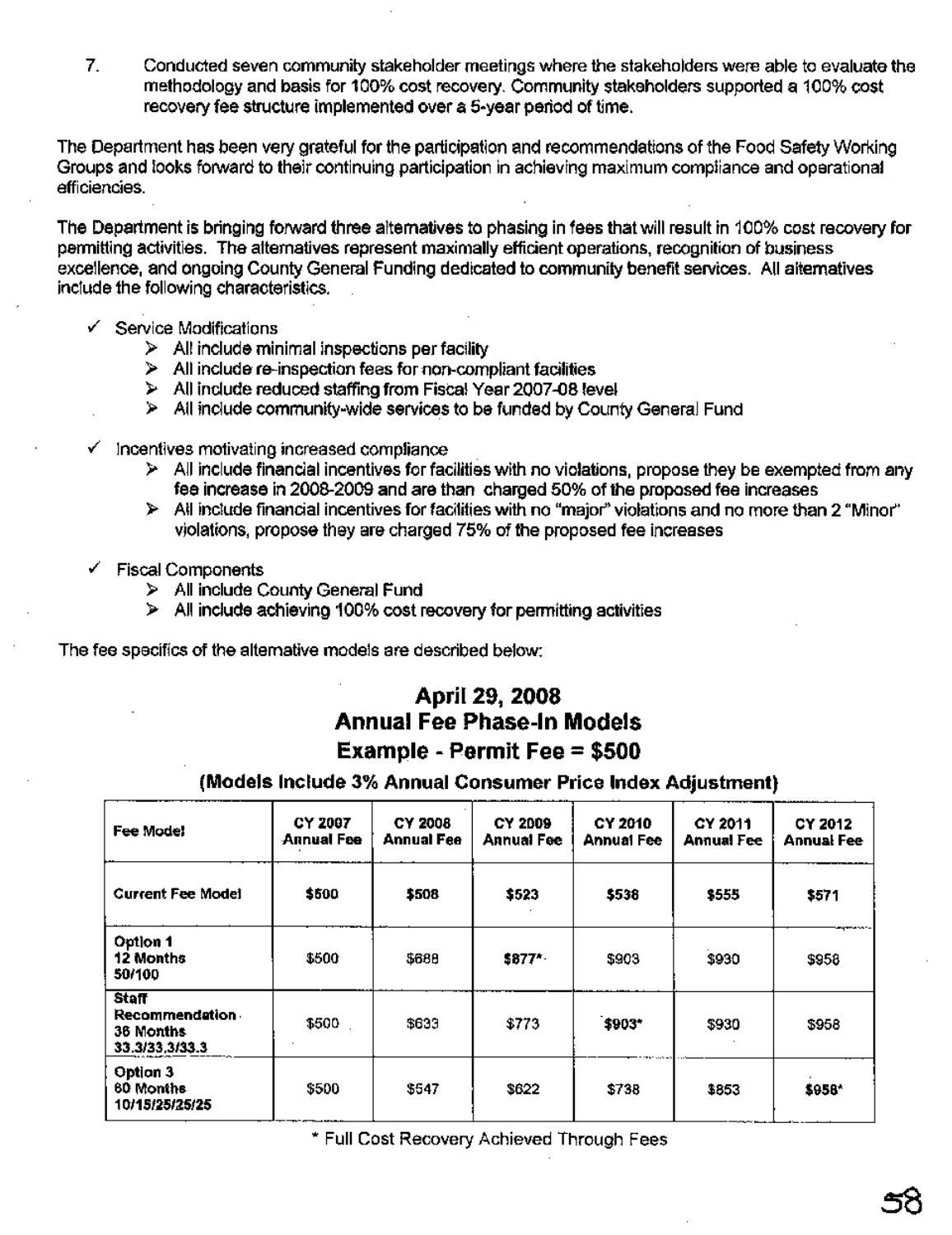7. Conducted seven community stakeholder meetings where the stakeholders were able to evaluate the methodology and basis for 100% cost recovery. Community stakeholders supported a 100% cost recovery fee structure implemented over a 5-year period of time.

The Department has been very grateful for the participation and recommendations of the Food Safety Working Groups and looks forward to their continuing participation in achieving maximum compliance and operational efficiencies.

The Department is bringing forward three alternatives to phasing in fees that will result in 100% cost recovery for permitting activities. The alternatives represent maximally efficient operations, recognition of business excellence, and ongoing County General Funding dedicated to community benefit services. All alternatives include the following characteristics.

- ✓ Service Modifications
  - ➢ All include minimal inspections per facility
  - ➢ All include re-inspection fees for non-compliant facilities
  - ➢ All include reduced staffing from Fiscal Year 2007-08 level
  - ➢ All include community-wide services to be funded by County General Fund
- ✓ Incentives motivating increased compliance
  - ➢ All include financial incentives for facilities with no violations, propose they be exempted from any fee increase in 2008-2009 and are than charged 50% of the proposed fee increases
  - ➢ All include financial incentives for facilities with no "major" violations and no more than 2 "Minor" violations, propose they are charged 75% of the proposed fee increases
- ✓ Fiscal Components
  - ➢ All include County General Fund
  - ➢ All include achieving 100% cost recovery for permitting activities

The fee specifics of the alternative models are described below:

## April 29, 2008
## Annual Fee Phase-In Models
## Example - Permit Fee = $500

**(Models Include 3% Annual Consumer Price Index Adjustment)**

| Fee Model | CY 2007 Annual Fee | CY 2008 Annual Fee | CY 2009 Annual Fee | CY 2010 Annual Fee | CY 2011 Annual Fee | CY 2012 Annual Fee |
|---|---|---|---|---|---|---|
| **Current Fee Model** | **$500** | **$508** | **$523** | **$538** | **$555** | **$571** |
| **Option 1 12 Months 50/100** | $500 | $688 | **$877*** | $903 | $930 | $958 |
| **Staff Recommendation 36 Months 33.3/33.3/33.3** | $500 | $633 | $773 | **$903*** | $930 | $958 |
| **Option 3 60 Months 10/15/25/25/25** | $500 | $547 | $622 | $738 | $853 | **$958*** |

\* Full Cost Recovery Achieved Through Fees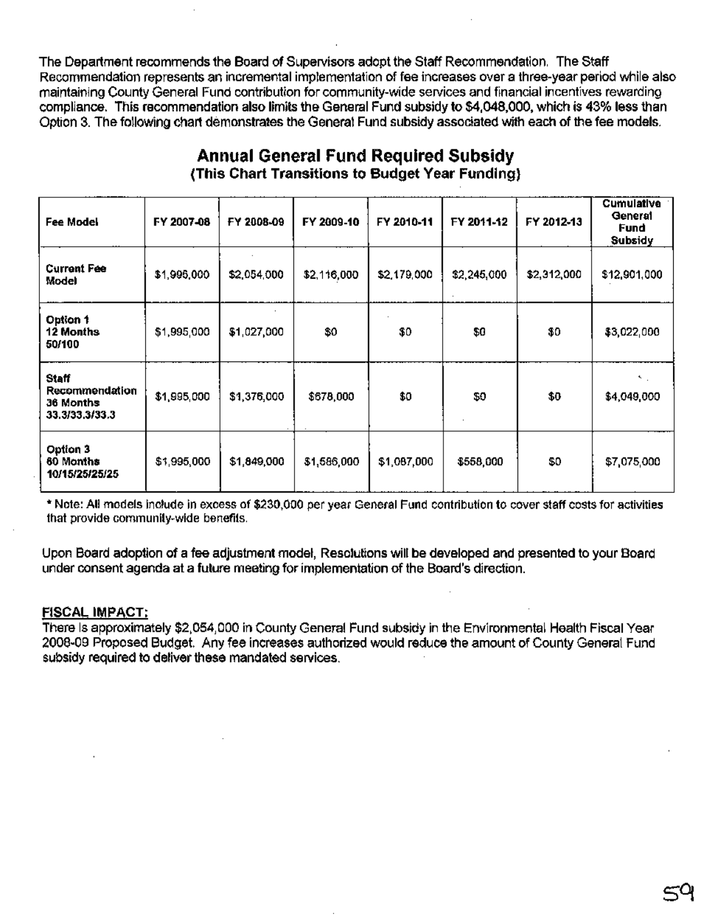The Department recommends the Board of Supervisors adopt the Staff Recommendation. The Staff Recommendation represents an incremental implementation of fee increases over a three-year period while also maintaining County General Fund contribution for community-wide services and financial incentives rewarding compliance. This recommendation also limits the General Fund subsidy to $4,048,000, which is 43% less than Option 3. The following chart demonstrates the General Fund subsidy associated with each of the fee models.

## Annual General Fund Required Subsidy
**(This Chart Transitions to Budget Year Funding)**

| Fee Model | FY 2007-08 | FY 2008-09 | FY 2009-10 | FY 2010-11 | FY 2011-12 | FY 2012-13 | Cumulative General Fund Subsidy |
|---|---|---|---|---|---|---|---|
| **Current Fee Model** | $1,995,000 | $2,054,000 | $2,116,000 | $2,179,000 | $2,245,000 | $2,312,000 | $12,901,000 |
| **Option 1 12 Months 50/100** | $1,995,000 | $1,027,000 | $0 | $0 | $0 | $0 | $3,022,000 |
| **Staff Recommendation 36 Months 33.3/33.3/33.3** | $1,995,000 | $1,376,000 | $678,000 | $0 | $0 | $0 | $4,049,000 |
| **Option 3 60 Months 10/15/25/25/25** | $1,995,000 | $1,849,000 | $1,586,000 | $1,087,000 | $558,000 | $0 | $7,075,000 |

\* Note: All models include in excess of $230,000 per year General Fund contribution to cover staff costs for activities that provide community-wide benefits.

Upon Board adoption of a fee adjustment model, Resolutions will be developed and presented to your Board under consent agenda at a future meeting for implementation of the Board's direction.

**FISCAL IMPACT:**

There is approximately $2,054,000 in County General Fund subsidy in the Environmental Health Fiscal Year 2008-09 Proposed Budget. Any fee increases authorized would reduce the amount of County General Fund subsidy required to deliver these mandated services.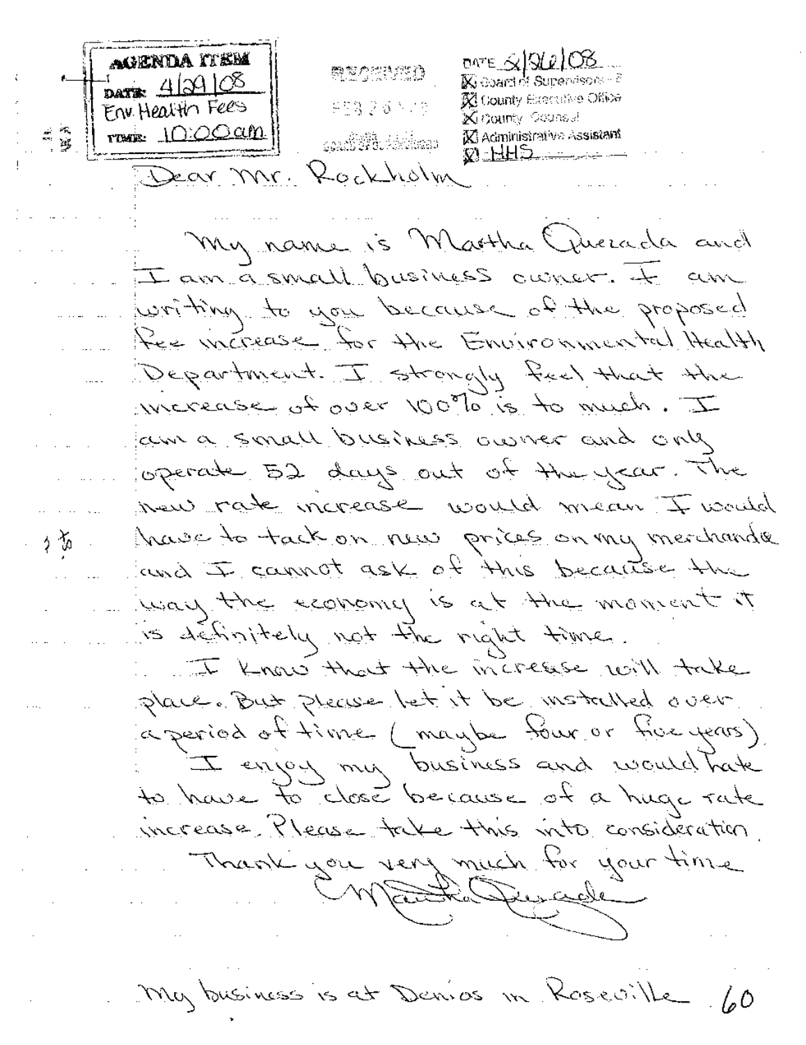AGENDA ITEM
DATE: 4/29/08
Env. Health Fees
TIME: 10:00am

RECEIVED
FEB 26 08
BOARD OF SUPERVISORS

DATE 2/26/08
[X] Board of Supervisors
[X] County Executive Office
[X] County Counsel
[X] Administrative Assistant
[X] HHS

Dear Mr. Rockholm

My name is Martha Quezada and I am a small business owner. I am writing to you because of the proposed fee increase for the Environmental Health Department. I strongly feel that the increase of over 100% is to much. I am a small business owner and only operate 52 days out of the year. The new rate increase would mean I would have to tack on new prices on my merchandie and I cannot ask of this because the way the economy is at the moment it is definitely not the right time.

I know that the increase will take place. But please let it be installed over a period of time (maybe four or five years). I enjoy my business and would hate to have to close because of a huge rate increase. Please take this into consideration.

Thank you very much for your time

Martha Quezada

My business is at Denios in Roseville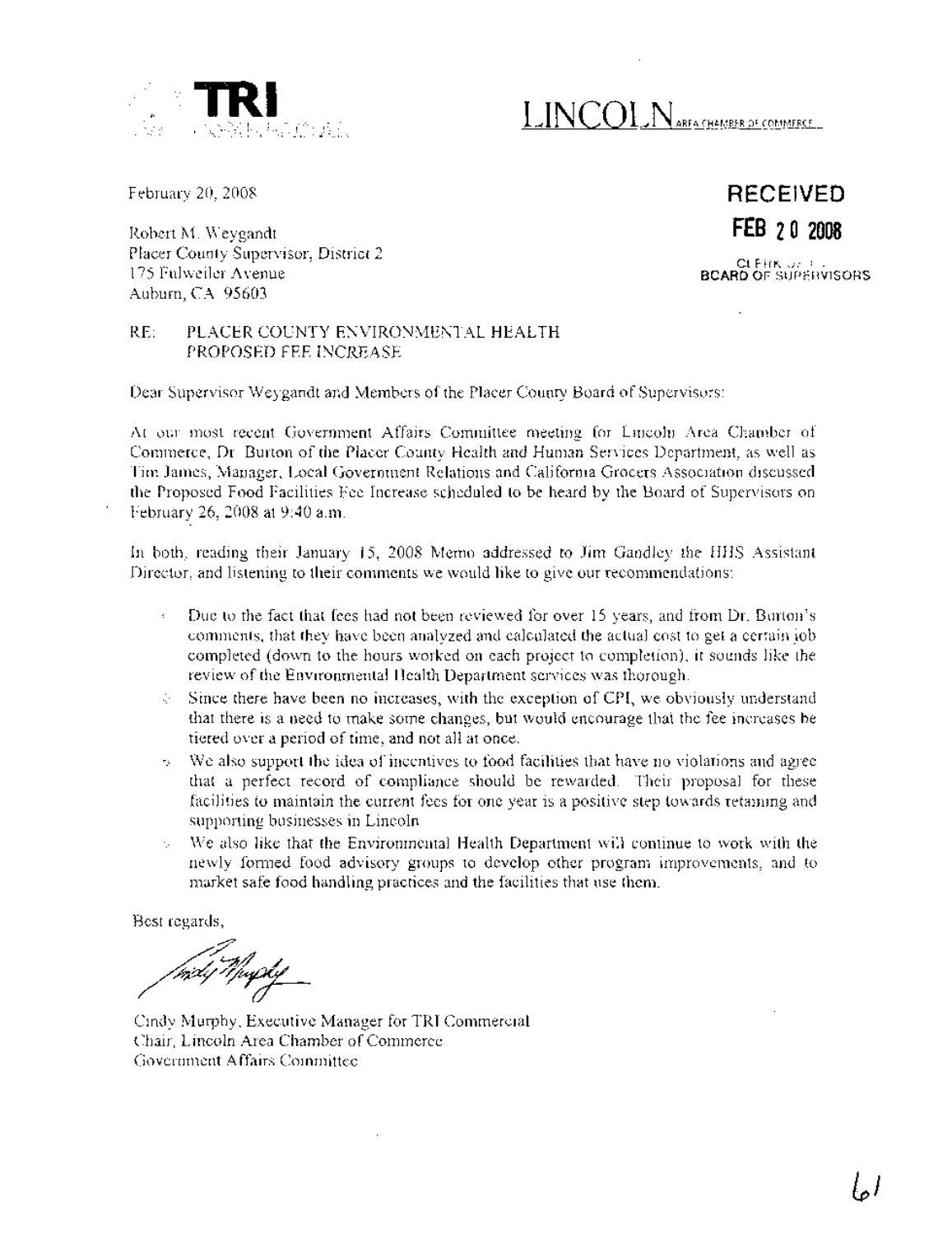TRI

LINCOLN AREA CHAMBER OF COMMERCE

February 20, 2008

**RECEIVED**
**FEB 20 2008**
CLERK OF THE BOARD OF SUPERVISORS

Robert M. Weygandt
Placer County Supervisor, District 2
175 Fulweiler Avenue
Auburn, CA 95603

RE: PLACER COUNTY ENVIRONMENTAL HEALTH PROPOSED FEE INCREASE

Dear Supervisor Weygandt and Members of the Placer County Board of Supervisors:

At our most recent Government Affairs Committee meeting for Lincoln Area Chamber of Commerce, Dr. Burton of the Placer County Health and Human Services Department, as well as Tim James, Manager, Local Government Relations and California Grocers Association discussed the Proposed Food Facilities Fee Increase scheduled to be heard by the Board of Supervisors on February 26, 2008 at 9:40 a.m.

In both, reading their January 15, 2008 Memo addressed to Jim Gandley the HHS Assistant Director, and listening to their comments we would like to give our recommendations:

- Due to the fact that fees had not been reviewed for over 15 years, and from Dr. Burton's comments, that they have been analyzed and calculated the actual cost to get a certain job completed (down to the hours worked on each project to completion), it sounds like the review of the Environmental Health Department services was thorough.
- Since there have been no increases, with the exception of CPI, we obviously understand that there is a need to make some changes, but would encourage that the fee increases be tiered over a period of time, and not all at once.
- We also support the idea of incentives to food facilities that have no violations and agree that a perfect record of compliance should be rewarded. Their proposal for these facilities to maintain the current fees for one year is a positive step towards retaining and supporting businesses in Lincoln
- We also like that the Environmental Health Department will continue to work with the newly formed food advisory groups to develop other program improvements, and to market safe food handling practices and the facilities that use them.

Best regards,

Cindy Murphy, Executive Manager for TRI Commercial
Chair, Lincoln Area Chamber of Commerce
Government Affairs Committee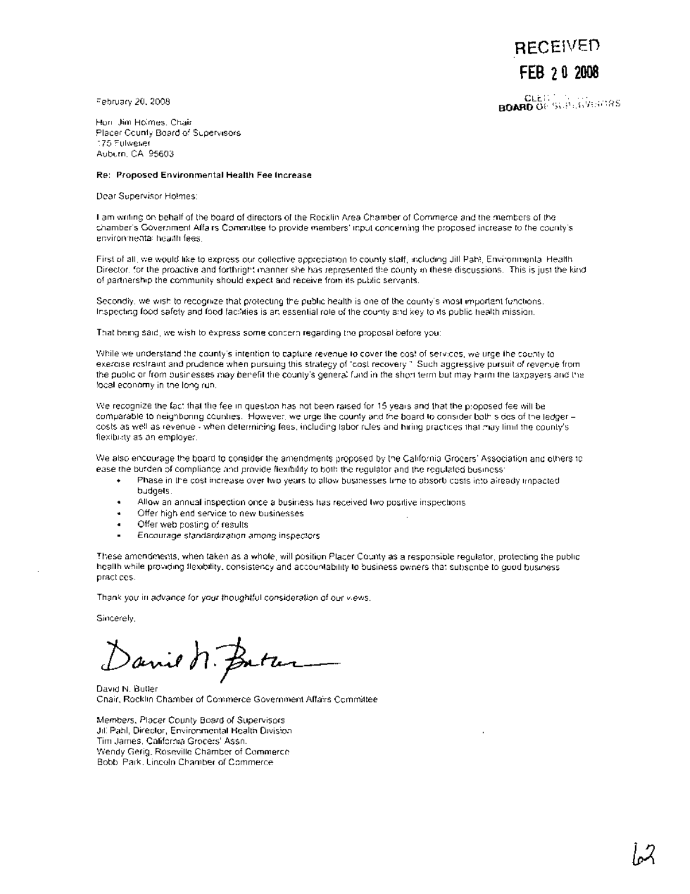**RECEIVED**
**FEB 20 2008**
CLERK OF THE
BOARD OF SUPERVISORS

February 20, 2008

Hon. Jim Holmes, Chair
Placer County Board of Supervisors
175 Fulweiler
Auburn, CA 95603

**Re: Proposed Environmental Health Fee Increase**

Dear Supervisor Holmes:

I am writing on behalf of the board of directors of the Rocklin Area Chamber of Commerce and the members of the chamber's Government Affairs Committee to provide members' input concerning the proposed increase to the county's environmental health fees.

First of all, we would like to express our collective appreciation to county staff, including Jill Pahl, Environmental Health Director, for the proactive and forthright manner she has represented the county in these discussions. This is just the kind of partnership the community should expect and receive from its public servants.

Secondly, we wish to recognize that protecting the public health is one of the county's most important functions. Inspecting food safety and food facilities is an essential role of the county and key to its public health mission.

That being said, we wish to express some concern regarding the proposal before you:

While we understand the county's intention to capture revenue to cover the cost of services, we urge the county to exercise restraint and prudence when pursuing this strategy of "cost recovery." Such aggressive pursuit of revenue from the public or from businesses may benefit the county's general fund in the short term but may harm the taxpayers and the local economy in the long run.

We recognize the fact that the fee in question has not been raised for 15 years and that the proposed fee will be comparable to neighboring counties. However, we urge the county and the board to consider both sides of the ledger – costs as well as revenue - when determining fees, including labor rules and hiring practices that may limit the county's flexibility as an employer.

We also encourage the board to consider the amendments proposed by the California Grocers' Association and others to ease the burden of compliance and provide flexibility to both the regulator and the regulated business:

- Phase in the cost increase over two years to allow businesses time to absorb costs into already impacted budgets.
- Allow an annual inspection once a business has received two positive inspections
- Offer high end service to new businesses
- Offer web posting of results
- Encourage standardization among inspectors

These amendments, when taken as a whole, will position Placer County as a responsible regulator, protecting the public health while providing flexibility, consistency and accountability to business owners that subscribe to good business practices.

Thank you in advance for your thoughtful consideration of our views.

Sincerely,

David N. Butler
Chair, Rocklin Chamber of Commerce Government Affairs Committee

Members, Placer County Board of Supervisors
Jill Pahl, Director, Environmental Health Division
Tim James, California Grocers' Assn.
Wendy Gerig, Roseville Chamber of Commerce
Bobb Park, Lincoln Chamber of Commerce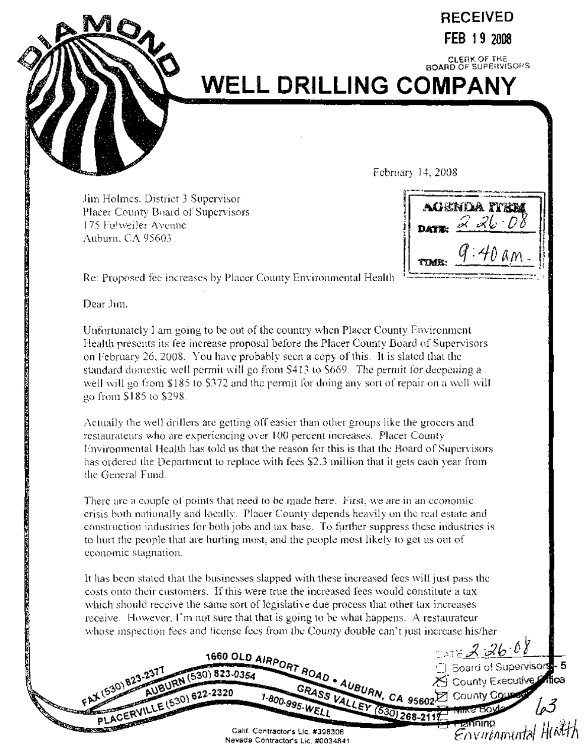# DIAMOND WELL DRILLING COMPANY

RECEIVED
FEB 19 2008
CLERK OF THE BOARD OF SUPERVISORS

February 14, 2008

AGENDA ITEM
DATE: 2-26-08
TIME: 9:40 am.

Jim Holmes, District 3 Supervisor
Placer County Board of Supervisors
175 Fulweiler Avenue
Auburn, CA 95603

Re: Proposed fee increases by Placer County Environmental Health

Dear Jim,

Unfortunately I am going to be out of the country when Placer County Environment Health presents its fee increase proposal before the Placer County Board of Supervisors on February 26, 2008. You have probably seen a copy of this. It is slated that the standard domestic well permit will go from $413 to $669. The permit for deepening a well will go from $185 to $372 and the permit for doing any sort of repair on a well will go from $185 to $298.

Actually the well drillers are getting off easier than other groups like the grocers and restaurateurs who are experiencing over 100 percent increases. Placer County Environmental Health has told us that the reason for this is that the Board of Supervisors has ordered the Department to replace with fees $2.3 million that it gets each year from the General Fund.

There are a couple of points that need to be made here. First, we are in an economic crisis both nationally and locally. Placer County depends heavily on the real estate and construction industries for both jobs and tax base. To further suppress these industries is to hurt the people that are hurting most, and the people most likely to get us out of economic stagnation.

It has been stated that the businesses slapped with these increased fees will just pass the costs onto their customers. If this were true the increased fees would constitute a tax which should receive the same sort of legislative due process that other tax increases receive. However, I'm not sure that that is going to be what happens. A restaurateur whose inspection fees and license fees from the County double can't just increase his/her

DATE 2-26-08
☐ Board of Supervisors - 5
☒ County Executive Office
☒ County Counsel
☒ Mike Boyle
☐ Planning
Environmental Health
63

1660 OLD AIRPORT ROAD • AUBURN, CA 95602
FAX (530) 823-2377 · AUBURN (530) 823-0354 · PLACERVILLE (530) 622-2320 · 1-800-995-WELL · GRASS VALLEY (530) 268-2117

Calif. Contractor's Lic. #398306
Nevada Contractor's Lic. #0034841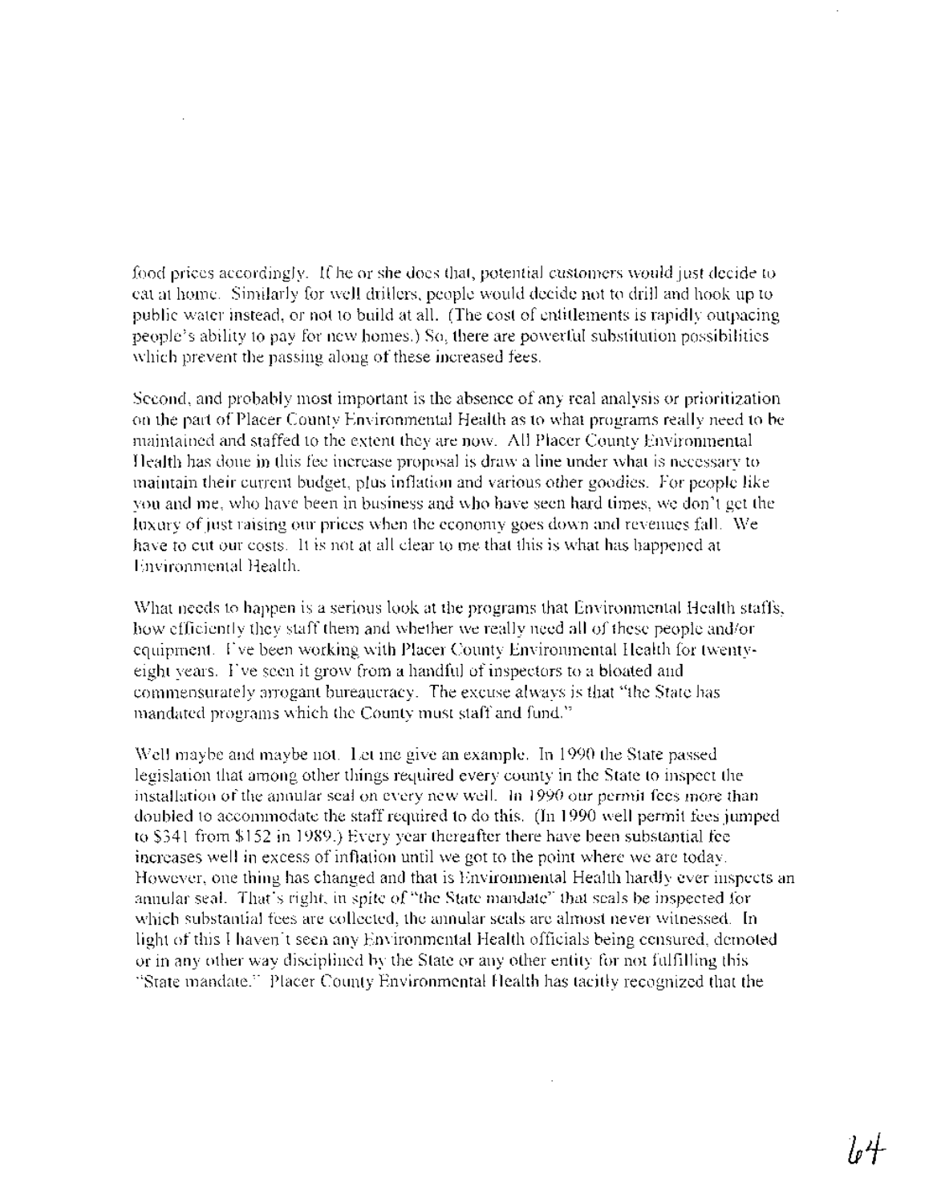food prices accordingly. If he or she does that, potential customers would just decide to eat at home. Similarly for well drillers, people would decide not to drill and hook up to public water instead, or not to build at all. (The cost of entitlements is rapidly outpacing people's ability to pay for new homes.) So, there are powerful substitution possibilities which prevent the passing along of these increased fees.

Second, and probably most important is the absence of any real analysis or prioritization on the part of Placer County Environmental Health as to what programs really need to be maintained and staffed to the extent they are now. All Placer County Environmental Health has done in this fee increase proposal is draw a line under what is necessary to maintain their current budget, plus inflation and various other goodies. For people like you and me, who have been in business and who have seen hard times, we don't get the luxury of just raising our prices when the economy goes down and revenues fall. We have to cut our costs. It is not at all clear to me that this is what has happened at Environmental Health.

What needs to happen is a serious look at the programs that Environmental Health staffs, how efficiently they staff them and whether we really need all of these people and/or equipment. I've been working with Placer County Environmental Health for twenty-eight years. I've seen it grow from a handful of inspectors to a bloated and commensurately arrogant bureaucracy. The excuse always is that "the State has mandated programs which the County must staff and fund."

Well maybe and maybe not. Let me give an example. In 1990 the State passed legislation that among other things required every county in the State to inspect the installation of the annular seal on every new well. In 1990 our permit fees more than doubled to accommodate the staff required to do this. (In 1990 well permit fees jumped to $341 from $152 in 1989.) Every year thereafter there have been substantial fee increases well in excess of inflation until we got to the point where we are today. However, one thing has changed and that is Environmental Health hardly ever inspects an annular seal. That's right, in spite of "the State mandate" that seals be inspected for which substantial fees are collected, the annular seals are almost never witnessed. In light of this I haven't seen any Environmental Health officials being censured, demoted or in any other way disciplined by the State or any other entity for not fulfilling this "State mandate." Placer County Environmental Health has tacitly recognized that the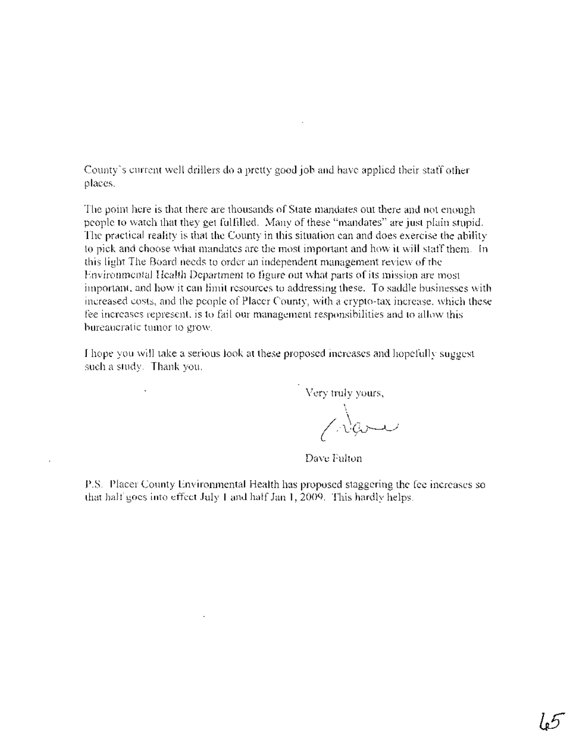County's current well drillers do a pretty good job and have applied their staff other places.

The point here is that there are thousands of State mandates out there and not enough people to watch that they get fulfilled. Many of these "mandates" are just plain stupid. The practical reality is that the County in this situation can and does exercise the ability to pick and choose what mandates are the most important and how it will staff them. In this light The Board needs to order an independent management review of the Environmental Health Department to figure out what parts of its mission are most important, and how it can limit resources to addressing these. To saddle businesses with increased costs, and the people of Placer County, with a crypto-tax increase, which these fee increases represent, is to fail our management responsibilities and to allow this bureaucratic tumor to grow.

I hope you will take a serious look at these proposed increases and hopefully suggest such a study. Thank you.

Very truly yours,

Dave Fulton

P.S. Placer County Environmental Health has proposed staggering the fee increases so that half goes into effect July 1 and half Jan 1, 2009. This hardly helps.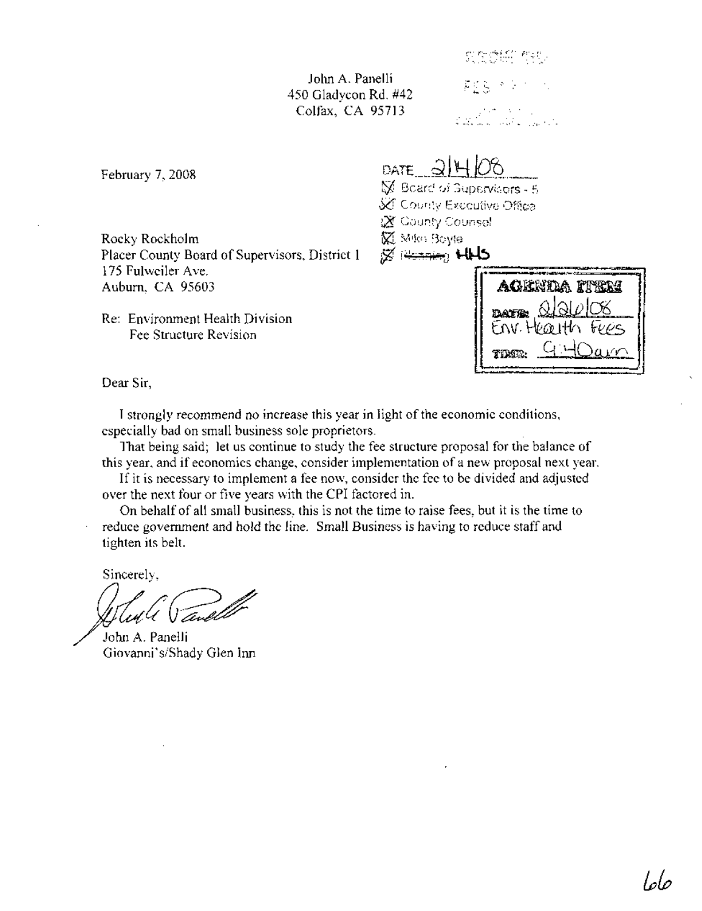John A. Panelli
450 Gladycon Rd. #42
Colfax, CA 95713

February 7, 2008

DATE 2/14/08
☒ Board of Supervisors - 5
☒ County Executive Office
☒ County Counsel
☒ Mike Boyle
☒ ~~Planning~~ HHS

Rocky Rockholm
Placer County Board of Supervisors, District 1
175 Fulweiler Ave.
Auburn, CA 95603

| AGENDA ITEM |
| --- |
| DATE: 2/26/08 |
| Env. Health Fees |
| TIME: 9:40am |

Re: Environment Health Division
Fee Structure Revision

Dear Sir,

I strongly recommend no increase this year in light of the economic conditions, especially bad on small business sole proprietors.

That being said; let us continue to study the fee structure proposal for the balance of this year, and if economics change, consider implementation of a new proposal next year.

If it is necessary to implement a fee now, consider the fee to be divided and adjusted over the next four or five years with the CPI factored in.

On behalf of all small business, this is not the time to raise fees, but it is the time to reduce government and hold the line. Small Business is having to reduce staff and tighten its belt.

Sincerely,

John A. Panelli
Giovanni's/Shady Glen Inn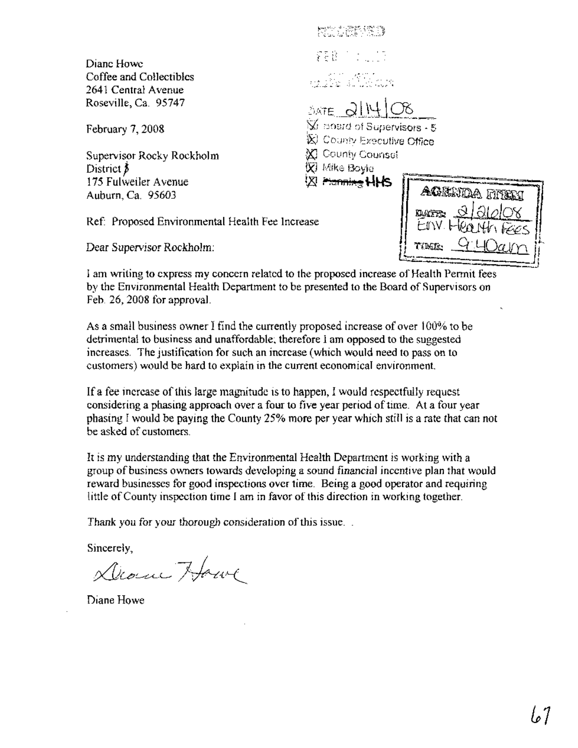Diane Howe
Coffee and Collectibles
2641 Central Avenue
Roseville, Ca. 95747

February 7, 2008

Supervisor Rocky Rockholm
District 5
175 Fulweiler Avenue
Auburn, Ca. 95603

RECEIVED
FEB
DATE 2|14|08
☒ Board of Supervisors - 5
☒ County Executive Office
☒ County Counsel
☒ Mike Boyle
☒ ~~Planning~~ HHS

AGENDA ITEM
DATE: 2/26/08
Env. Health Fees
TIME: 9:40am

Ref: Proposed Environmental Health Fee Increase

Dear Supervisor Rockholm:

I am writing to express my concern related to the proposed increase of Health Permit fees by the Environmental Health Department to be presented to the Board of Supervisors on Feb. 26, 2008 for approval.

As a small business owner I find the currently proposed increase of over 100% to be detrimental to business and unaffordable; therefore I am opposed to the suggested increases. The justification for such an increase (which would need to pass on to customers) would be hard to explain in the current economical environment.

If a fee increase of this large magnitude is to happen, I would respectfully request considering a phasing approach over a four to five year period of time. At a four year phasing I would be paying the County 25% more per year which still is a rate that can not be asked of customers.

It is my understanding that the Environmental Health Department is working with a group of business owners towards developing a sound financial incentive plan that would reward businesses for good inspections over time. Being a good operator and requiring little of County inspection time I am in favor of this direction in working together.

Thank you for your thorough consideration of this issue. .

Sincerely,

Diane Howe

Diane Howe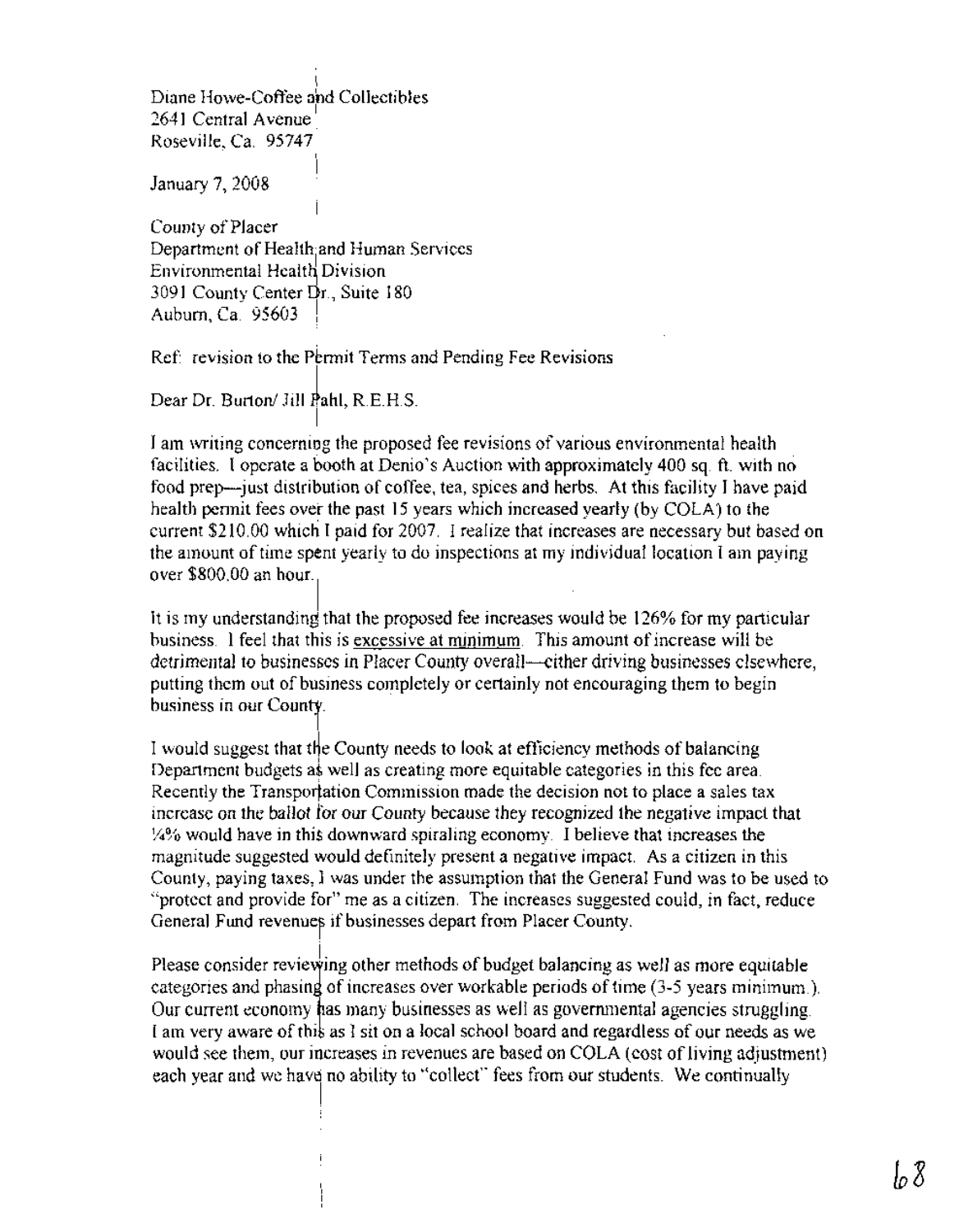Diane Howe-Coffee and Collectibles
2641 Central Avenue
Roseville, Ca. 95747

January 7, 2008

County of Placer
Department of Health and Human Services
Environmental Health Division
3091 County Center Dr., Suite 180
Auburn, Ca. 95603

Ref: revision to the Permit Terms and Pending Fee Revisions

Dear Dr. Burton/ Jill Pahl, R.E.H.S.

I am writing concerning the proposed fee revisions of various environmental health facilities. I operate a booth at Denio's Auction with approximately 400 sq. ft. with no food prep—just distribution of coffee, tea, spices and herbs. At this facility I have paid health permit fees over the past 15 years which increased yearly (by COLA) to the current $210.00 which I paid for 2007. I realize that increases are necessary but based on the amount of time spent yearly to do inspections at my individual location I am paying over $800.00 an hour.

It is my understanding that the proposed fee increases would be 126% for my particular business. I feel that this is <u>excessive at minimum</u>. This amount of increase will be detrimental to businesses in Placer County overall—either driving businesses elsewhere, putting them out of business completely or certainly not encouraging them to begin business in our County.

I would suggest that the County needs to look at efficiency methods of balancing Department budgets as well as creating more equitable categories in this fee area. Recently the Transportation Commission made the decision not to place a sales tax increase on the ballot for our County because they recognized the negative impact that ¼% would have in this downward spiraling economy. I believe that increases the magnitude suggested would definitely present a negative impact. As a citizen in this County, paying taxes, I was under the assumption that the General Fund was to be used to "protect and provide for" me as a citizen. The increases suggested could, in fact, reduce General Fund revenues if businesses depart from Placer County.

Please consider reviewing other methods of budget balancing as well as more equitable categories and phasing of increases over workable periods of time (3-5 years minimum.). Our current economy has many businesses as well as governmental agencies struggling. I am very aware of this as I sit on a local school board and regardless of our needs as we would see them, our increases in revenues are based on COLA (cost of living adjustment) each year and we have no ability to "collect" fees from our students. We continually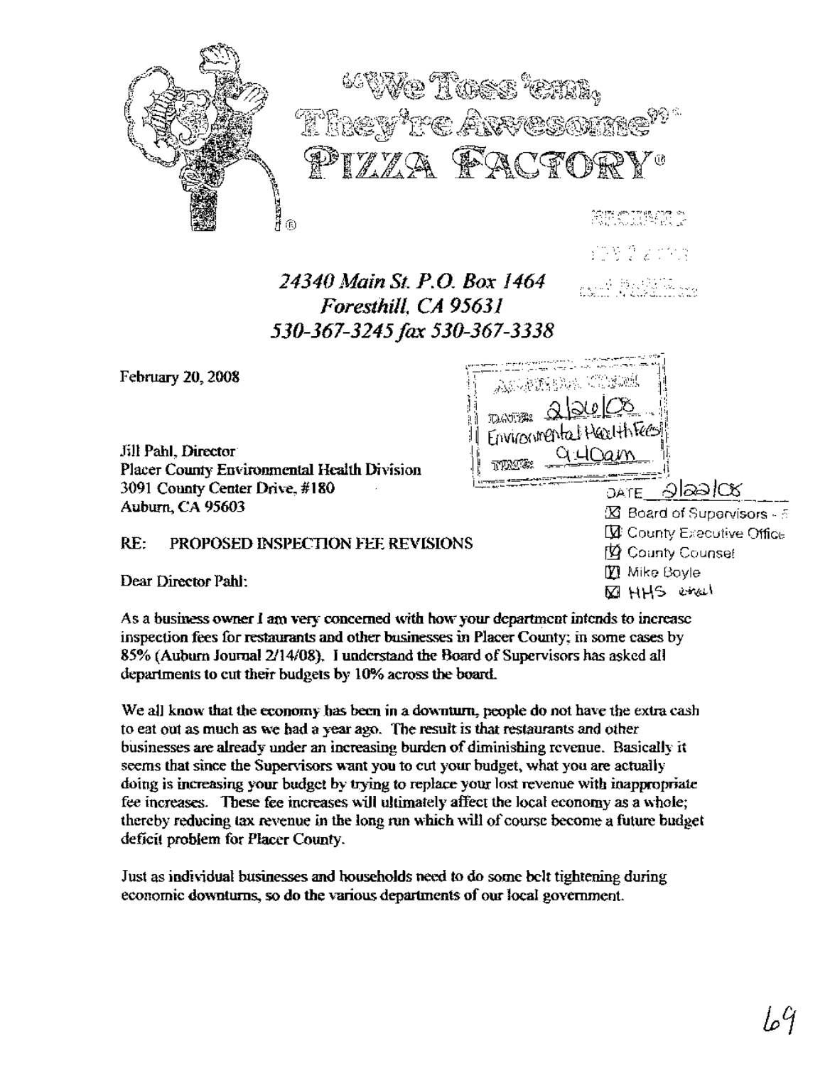"We Toss 'em, They're Awesome" PIZZA FACTORY®

*24340 Main St. P.O. Box 1464*
*Foresthill, CA 95631*
*530-367-3245 fax 530-367-3338*

AGENDA ITEM
DATE: 2/26/08
Environmental Health Fees
TIME: 9:40am

DATE 2/22/08
☒ Board of Supervisors - 5
☒ County Executive Office
☒ County Counsel
☒ Mike Boyle
☒ HHS email

February 20, 2008

Jill Pahl, Director
Placer County Environmental Health Division
3091 County Center Drive, #180
Auburn, CA 95603

RE: PROPOSED INSPECTION FEE REVISIONS

Dear Director Pahl:

As a business owner I am very concerned with how your department intends to increase inspection fees for restaurants and other businesses in Placer County; in some cases by 85% (Auburn Journal 2/14/08). I understand the Board of Supervisors has asked all departments to cut their budgets by 10% across the board.

We all know that the economy has been in a downturn, people do not have the extra cash to eat out as much as we had a year ago. The result is that restaurants and other businesses are already under an increasing burden of diminishing revenue. Basically it seems that since the Supervisors want you to cut your budget, what you are actually doing is increasing your budget by trying to replace your lost revenue with inappropriate fee increases. These fee increases will ultimately affect the local economy as a whole; thereby reducing tax revenue in the long run which will of course become a future budget deficit problem for Placer County.

Just as individual businesses and households need to do some belt tightening during economic downturns, so do the various departments of our local government.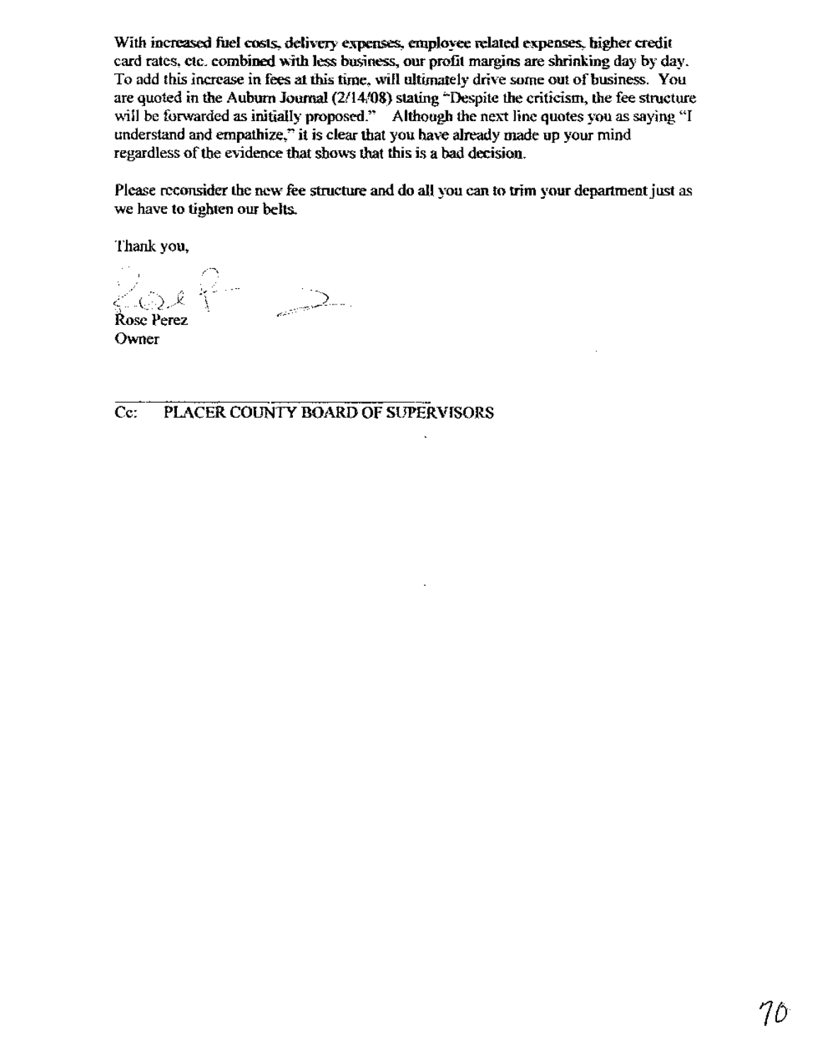With increased fuel costs, delivery expenses, employee related expenses, higher credit card rates, etc. combined with less business, our profit margins are shrinking day by day. To add this increase in fees at this time, will ultimately drive some out of business. You are quoted in the Auburn Journal (2/14/08) stating "Despite the criticism, the fee structure will be forwarded as initially proposed." Although the next line quotes you as saying "I understand and empathize," it is clear that you have already made up your mind regardless of the evidence that shows that this is a bad decision.

Please reconsider the new fee structure and do all you can to trim your department just as we have to tighten our belts.

Thank you,

Rose Perez
Owner

Cc: PLACER COUNTY BOARD OF SUPERVISORS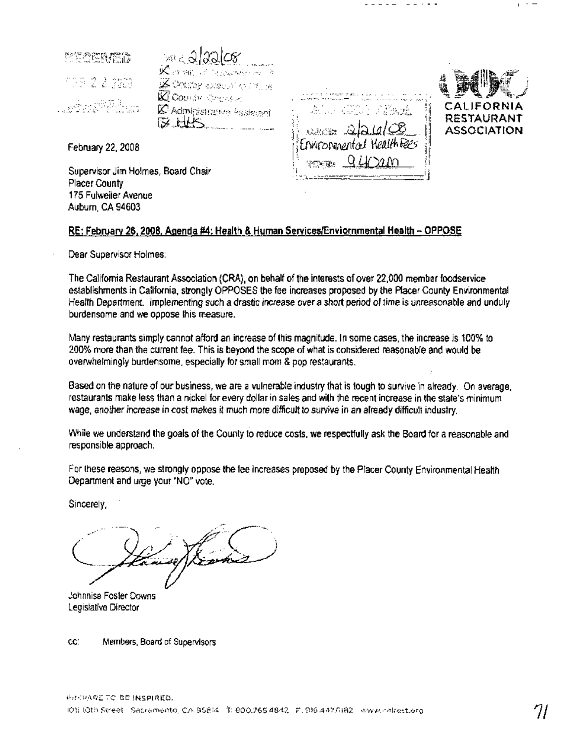RECEIVED

FEB 2 2 2008

2/22/08

- [x] Board of Supervisors
- [x] County Executive Office
- [x] County Counsel
- [x] Administrative Assistant
- [x] HHS

DATE: 2/26/08
Environmental Health Fees
TIME: 9:40am

CALIFORNIA RESTAURANT ASSOCIATION

February 22, 2008

Supervisor Jim Holmes, Board Chair
Placer County
175 Fulweiler Avenue
Auburn, CA 94603

**RE: February 26, 2008, Agenda #4: Health & Human Services/Enviornmental Health – OPPOSE**

Dear Supervisor Holmes:

The California Restaurant Association (CRA), on behalf of the interests of over 22,000 member foodservice establishments in California, strongly OPPOSES the fee increases proposed by the Placer County Environmental Health Department. *Implementing such a drastic increase over a short period of time is unreasonable and unduly burdensome and we oppose this measure.*

Many restaurants simply cannot afford an increase of this magnitude. In some cases, the increase is 100% to 200% more than the current fee. This is beyond the scope of what is considered reasonable and would be overwhelmingly burdensome, especially for small mom & pop restaurants.

Based on the nature of our business, we are a vulnerable industry that is tough to survive in already. On average, restaurants make less than a nickel for every dollar in sales and with the recent increase in the state's minimum wage, *another increase in cost makes it much more difficult to survive in an already difficult industry.*

While we understand the goals of the County to reduce costs, we respectfully ask the Board for a reasonable and responsible approach.

For these reasons, we strongly oppose the fee increases proposed by the Placer County Environmental Health Department and urge your "NO" vote.

Sincerely,

Johnnise Foster Downs
Legislative Director

cc: Members, Board of Supervisors

PREPARE TO BE INSPIRED.
1011 10th Street Sacramento, CA 95814 T: 800.765.4842 F: 916.447.6182 www.calrest.org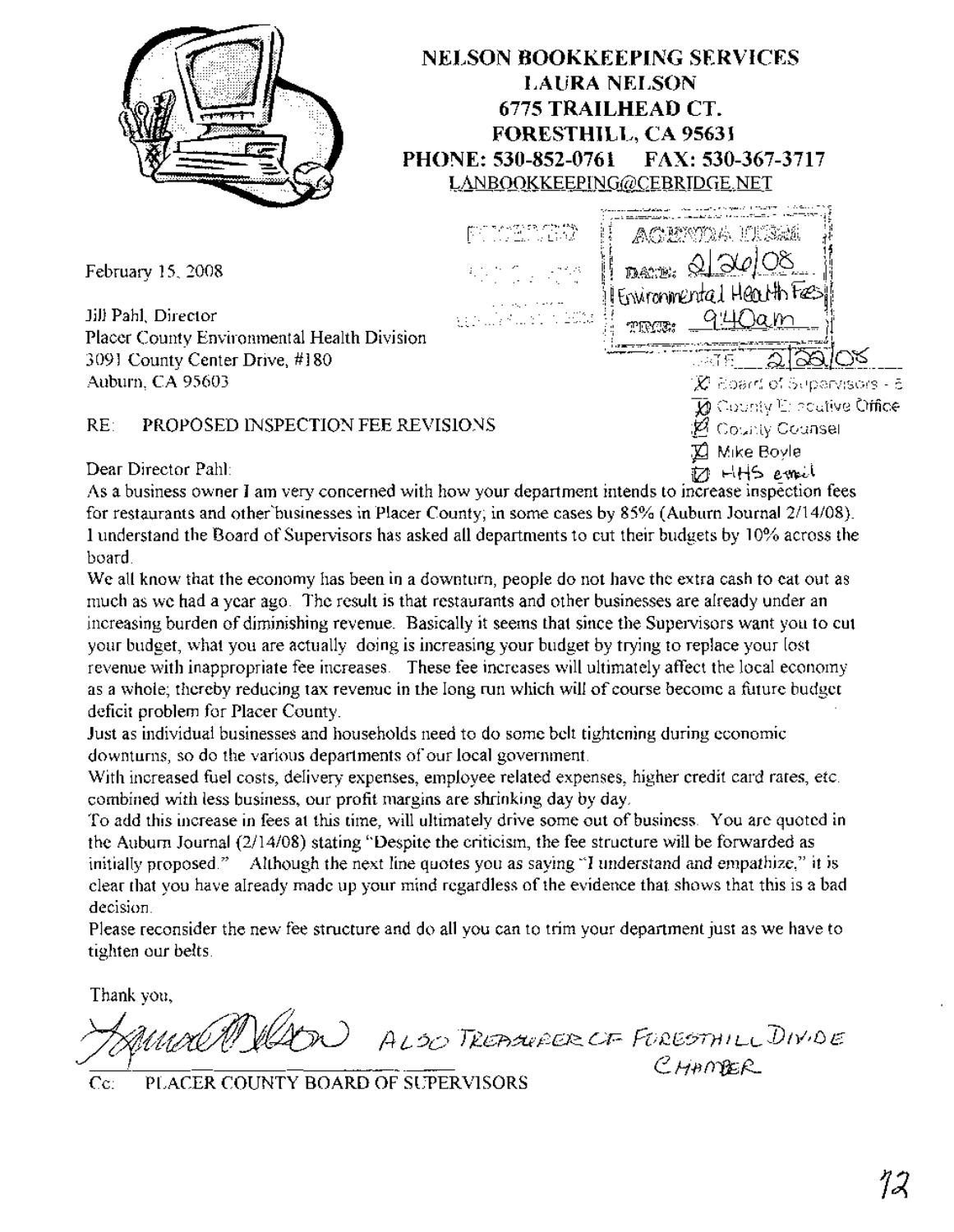**NELSON BOOKKEEPING SERVICES**
**LAURA NELSON**
**6775 TRAILHEAD CT.**
**FORESTHILL, CA 95631**
**PHONE: 530-852-0761 FAX: 530-367-3717**
LANBOOKKEEPING@CEBRIDGE.NET

AGENDA ITEM
DATE: 2/26/08
Environmental Health Fees
TIME: 9:40am

DATE 2/22/08
☒ Board of Supervisors - 5
☒ County Executive Office
☒ County Counsel
☒ Mike Boyle
☒ HHS email

February 15, 2008

Jill Pahl, Director
Placer County Environmental Health Division
3091 County Center Drive, #180
Auburn, CA 95603

RE: PROPOSED INSPECTION FEE REVISIONS

Dear Director Pahl:

As a business owner I am very concerned with how your department intends to increase inspection fees for restaurants and other businesses in Placer County; in some cases by 85% (Auburn Journal 2/14/08). I understand the Board of Supervisors has asked all departments to cut their budgets by 10% across the board.

We all know that the economy has been in a downturn, people do not have the extra cash to eat out as much as we had a year ago. The result is that restaurants and other businesses are already under an increasing burden of diminishing revenue. Basically it seems that since the Supervisors want you to cut your budget, what you are actually doing is increasing your budget by trying to replace your lost revenue with inappropriate fee increases. These fee increases will ultimately affect the local economy as a whole; thereby reducing tax revenue in the long run which will of course become a future budget deficit problem for Placer County.

Just as individual businesses and households need to do some belt tightening during economic downturns, so do the various departments of our local government.

With increased fuel costs, delivery expenses, employee related expenses, higher credit card rates, etc. combined with less business, our profit margins are shrinking day by day.

To add this increase in fees at this time, will ultimately drive some out of business. You are quoted in the Auburn Journal (2/14/08) stating "Despite the criticism, the fee structure will be forwarded as initially proposed." Although the next line quotes you as saying "I understand and empathize," it is clear that you have already made up your mind regardless of the evidence that shows that this is a bad decision.

Please reconsider the new fee structure and do all you can to trim your department just as we have to tighten our belts.

Thank you,

Laura Nelson ALSO TREASURER OF FORESTHILL DIVIDE CHAMBER

Cc: PLACER COUNTY BOARD OF SUPERVISORS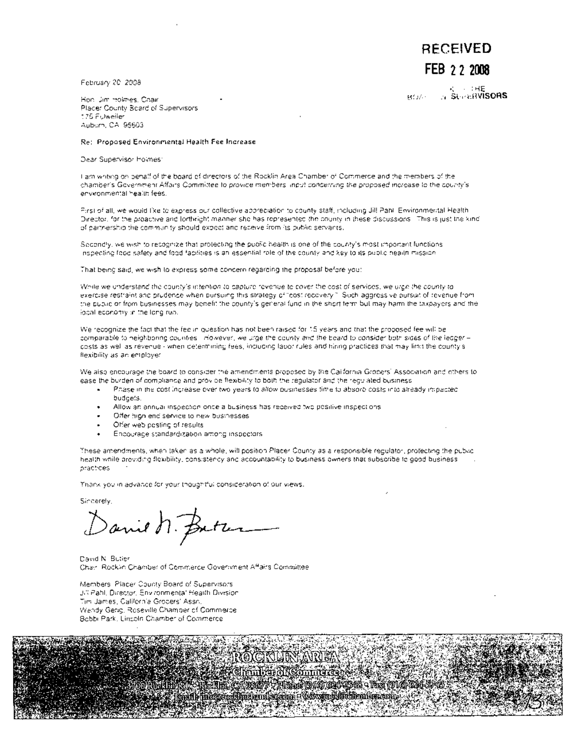**RECEIVED**

**FEB 22 2008**

CLERK OF THE BOARD OF SUPERVISORS

February 20, 2008

Hon. Jim Holmes, Chair
Placer County Board of Supervisors
175 Fulweiler
Auburn, CA 95603

**Re: Proposed Environmental Health Fee Increase**

Dear Supervisor Holmes:

I am writing on behalf of the board of directors of the Rocklin Area Chamber of Commerce and the members of the chamber's Government Affairs Committee to provide members' input concerning the proposed increase to the county's environmental health fees.

First of all, we would like to express our collective appreciation to county staff, including Jill Pahl, Environmental Health Director, for the proactive and forthright manner she has represented the county in these discussions. This is just the kind of partnership the community should expect and receive from its public servants.

Secondly, we wish to recognize that protecting the public health is one of the county's most important functions. Inspecting food safety and food facilities is an essential role of the county and key to its public health mission.

That being said, we wish to express some concern regarding the proposal before you:

While we understand the county's intention to capture revenue to cover the cost of services, we urge the county to exercise restraint and prudence when pursuing this strategy of "cost recovery." Such aggressive pursuit of revenue from the public or from businesses may benefit the county's general fund in the short term but may harm the taxpayers and the local economy in the long run.

We recognize the fact that the fee in question has not been raised for 15 years and that the proposed fee will be comparable to neighboring counties. However, we urge the county and the board to consider both sides of the ledger – costs as well as revenue - when determining fees, including labor rules and hiring practices that may limit the county's flexibility as an employer.

We also encourage the board to consider the amendments proposed by the California Grocers' Association and others to ease the burden of compliance and provide flexibility to both the regulator and the regulated business.

- Phase in the cost increase over two years to allow businesses time to absorb costs into already impacted budgets.
- Allow an annual inspection once a business has received two positive inspections
- Offer high end service to new businesses
- Offer web posting of results
- Encourage standardization among inspectors

These amendments, when taken as a whole, will position Placer County as a responsible regulator, protecting the public health while providing flexibility, consistency and accountability to business owners that subscribe to good business practices.

Thank you in advance for your thoughtful consideration of our views.

Sincerely,

David N. Butler
Chair, Rocklin Chamber of Commerce Government Affairs Committee

Members, Placer County Board of Supervisors
Jill Pahl, Director, Environmental Health Division
Tim James, California Grocers' Assn.
Wendy Gerig, Roseville Chamber of Commerce
Bobbi Park, Lincoln Chamber of Commerce

ROCKLIN AREA
Chamber of Commerce
3700 Rocklin Rd. • Rocklin, CA 95677 • Phone (916) 624-2548 • Fax (916) 624-5743
Email: info@rocklinchamber.com • www.rocklinchamber.com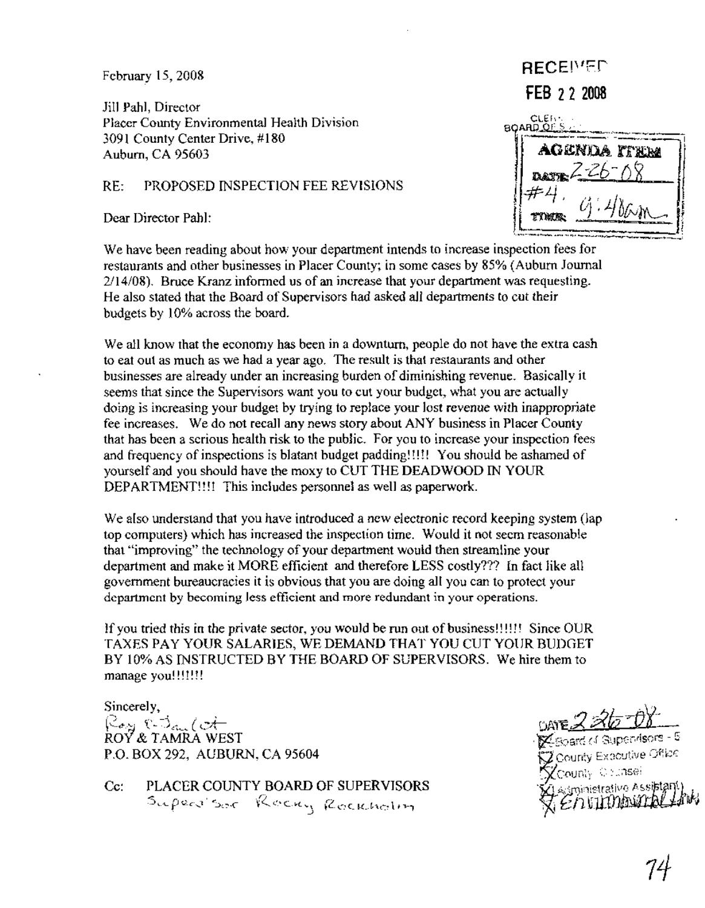February 15, 2008

RECEIVED
FEB 22 2008
CLERK BOARD OF S...

AGENDA ITEM
DATE 2-26-08
#4. TIME 9:40am

Jill Pahl, Director
Placer County Environmental Health Division
3091 County Center Drive, #180
Auburn, CA 95603

RE: PROPOSED INSPECTION FEE REVISIONS

Dear Director Pahl:

We have been reading about how your department intends to increase inspection fees for restaurants and other businesses in Placer County; in some cases by 85% (Auburn Journal 2/14/08). Bruce Kranz informed us of an increase that your department was requesting. He also stated that the Board of Supervisors had asked all departments to cut their budgets by 10% across the board.

We all know that the economy has been in a downturn, people do not have the extra cash to eat out as much as we had a year ago. The result is that restaurants and other businesses are already under an increasing burden of diminishing revenue. Basically it seems that since the Supervisors want you to cut your budget, what you are actually doing is increasing your budget by trying to replace your lost revenue with inappropriate fee increases. We do not recall any news story about ANY business in Placer County that has been a serious health risk to the public. For you to increase your inspection fees and frequency of inspections is blatant budget padding!!!!! You should be ashamed of yourself and you should have the moxy to CUT THE DEADWOOD IN YOUR DEPARTMENT!!!! This includes personnel as well as paperwork.

We also understand that you have introduced a new electronic record keeping system (lap top computers) which has increased the inspection time. Would it not seem reasonable that "improving" the technology of your department would then streamline your department and make it MORE efficient and therefore LESS costly??? In fact like all government bureaucracies it is obvious that you are doing all you can to protect your department by becoming less efficient and more redundant in your operations.

If you tried this in the private sector, you would be run out of business!!!!!! Since OUR TAXES PAY YOUR SALARIES, WE DEMAND THAT YOU CUT YOUR BUDGET BY 10% AS INSTRUCTED BY THE BOARD OF SUPERVISORS. We hire them to manage you!!!!!!!

Sincerely,

ROY & TAMRA WEST
P.O. BOX 292, AUBURN, CA 95604

Cc: PLACER COUNTY BOARD OF SUPERVISORS
Supervisor Rocky Rockholm

DATE 2-26-08
- [x] Board of Supervisors - 5
- [x] County Executive Office
- [x] County Counsel
- [x] Administrative Assistant
- [x] Environmental Health